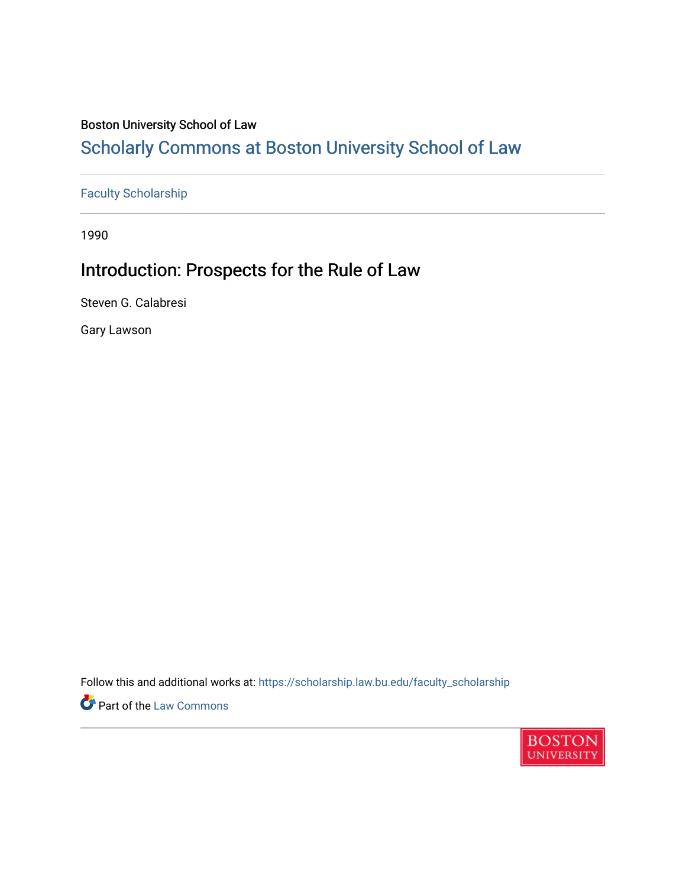Boston University School of Law

# Scholarly Commons at Boston University School of Law

Faculty Scholarship

1990

## Introduction: Prospects for the Rule of Law

Steven G. Calabresi

Gary Lawson

Follow this and additional works at: https://scholarship.law.bu.edu/faculty_scholarship

Part of the Law Commons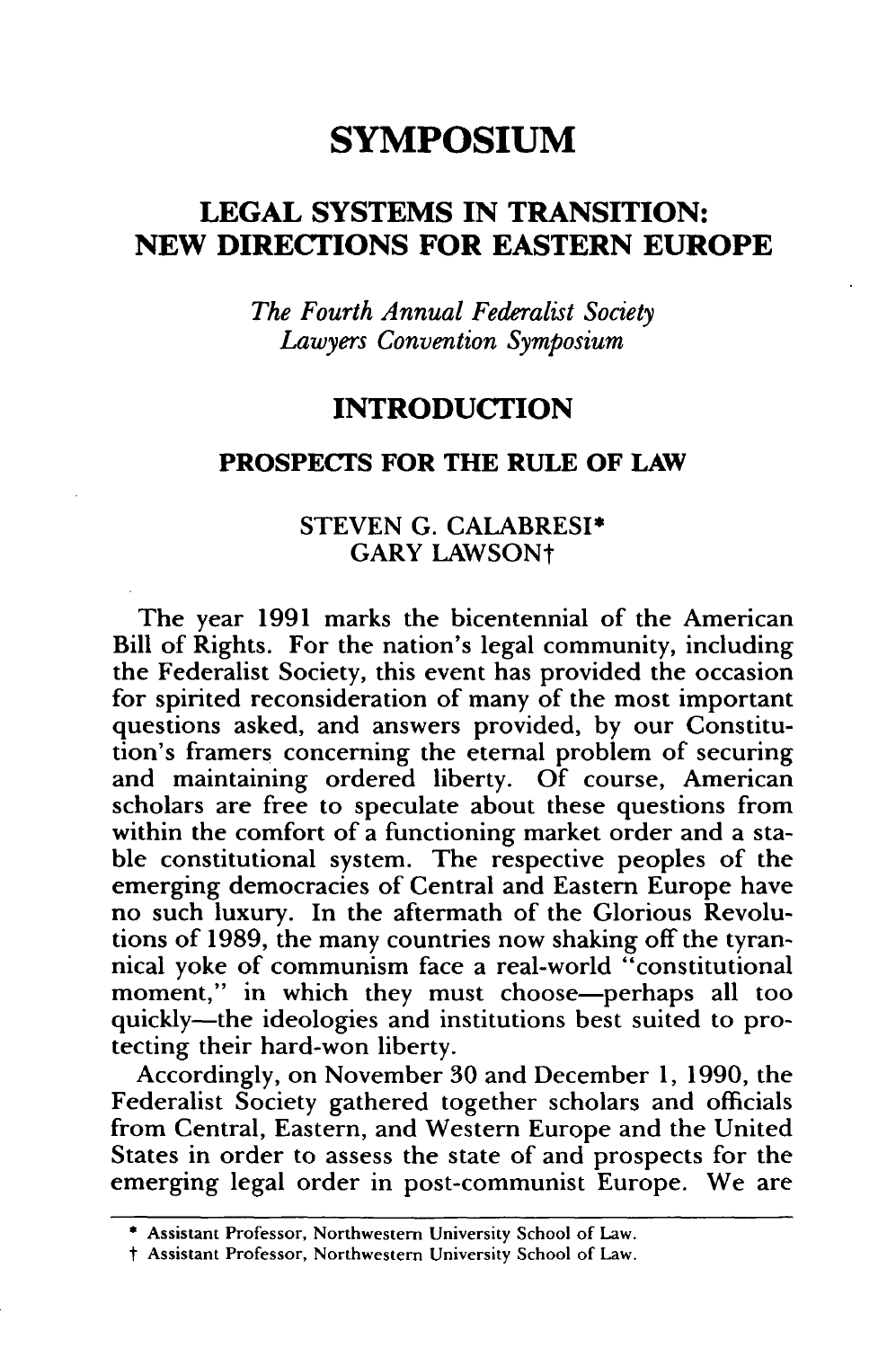# SYMPOSIUM

## LEGAL SYSTEMS IN TRANSITION: NEW DIRECTIONS FOR EASTERN EUROPE

*The Fourth Annual Federalist Society Lawyers Convention Symposium*

## INTRODUCTION

### PROSPECTS FOR THE RULE OF LAW

STEVEN G. CALABRESI*
GARY LAWSON†

The year 1991 marks the bicentennial of the American Bill of Rights. For the nation's legal community, including the Federalist Society, this event has provided the occasion for spirited reconsideration of many of the most important questions asked, and answers provided, by our Constitution's framers concerning the eternal problem of securing and maintaining ordered liberty. Of course, American scholars are free to speculate about these questions from within the comfort of a functioning market order and a stable constitutional system. The respective peoples of the emerging democracies of Central and Eastern Europe have no such luxury. In the aftermath of the Glorious Revolutions of 1989, the many countries now shaking off the tyrannical yoke of communism face a real-world "constitutional moment," in which they must choose—perhaps all too quickly—the ideologies and institutions best suited to protecting their hard-won liberty.

Accordingly, on November 30 and December 1, 1990, the Federalist Society gathered together scholars and officials from Central, Eastern, and Western Europe and the United States in order to assess the state of and prospects for the emerging legal order in post-communist Europe. We are

---

\* Assistant Professor, Northwestern University School of Law.

† Assistant Professor, Northwestern University School of Law.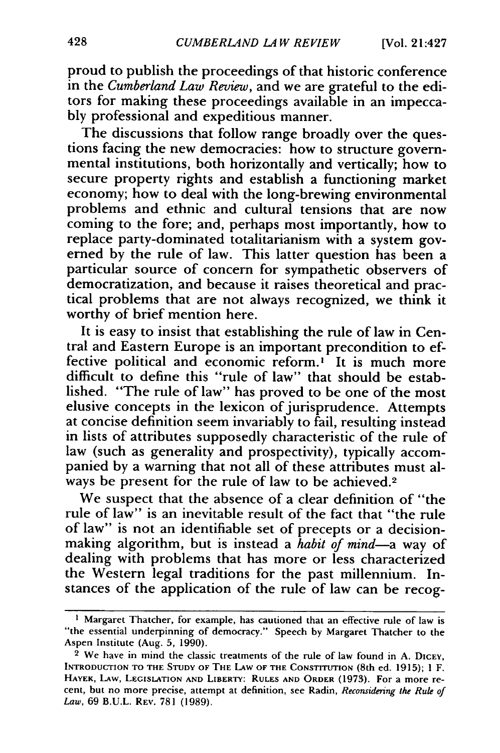proud to publish the proceedings of that historic conference in the *Cumberland Law Review*, and we are grateful to the editors for making these proceedings available in an impeccably professional and expeditious manner.

The discussions that follow range broadly over the questions facing the new democracies: how to structure governmental institutions, both horizontally and vertically; how to secure property rights and establish a functioning market economy; how to deal with the long-brewing environmental problems and ethnic and cultural tensions that are now coming to the fore; and, perhaps most importantly, how to replace party-dominated totalitarianism with a system governed by the rule of law. This latter question has been a particular source of concern for sympathetic observers of democratization, and because it raises theoretical and practical problems that are not always recognized, we think it worthy of brief mention here.

It is easy to insist that establishing the rule of law in Central and Eastern Europe is an important precondition to effective political and economic reform.[1] It is much more difficult to define this "rule of law" that should be established. "The rule of law" has proved to be one of the most elusive concepts in the lexicon of jurisprudence. Attempts at concise definition seem invariably to fail, resulting instead in lists of attributes supposedly characteristic of the rule of law (such as generality and prospectivity), typically accompanied by a warning that not all of these attributes must always be present for the rule of law to be achieved.[2]

We suspect that the absence of a clear definition of "the rule of law" is an inevitable result of the fact that "the rule of law" is not an identifiable set of precepts or a decision-making algorithm, but is instead a *habit of mind*—a way of dealing with problems that has more or less characterized the Western legal traditions for the past millennium. Instances of the application of the rule of law can be recog-

---

[1] Margaret Thatcher, for example, has cautioned that an effective rule of law is "the essential underpinning of democracy." Speech by Margaret Thatcher to the Aspen Institute (Aug. 5, 1990).

[2] We have in mind the classic treatments of the rule of law found in A. DICEY, INTRODUCTION TO THE STUDY OF THE LAW OF THE CONSTITUTION (8th ed. 1915); 1 F. HAYEK, LAW, LEGISLATION AND LIBERTY: RULES AND ORDER (1973). For a more recent, but no more precise, attempt at definition, see Radin, *Reconsidering the Rule of Law*, 69 B.U.L. REV. 781 (1989).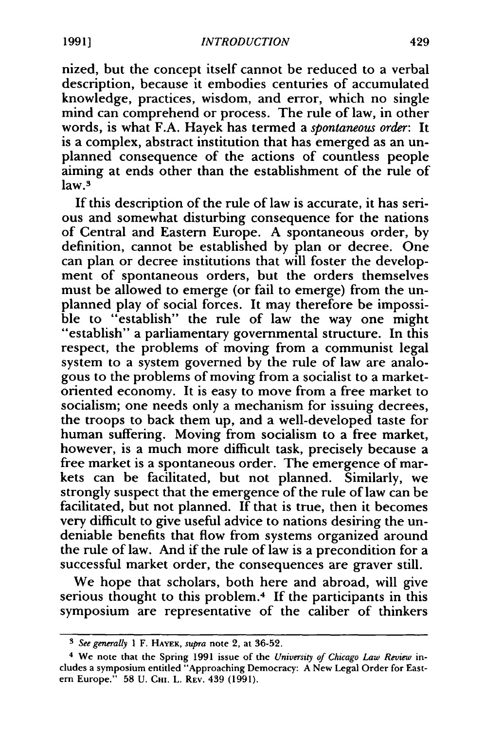nized, but the concept itself cannot be reduced to a verbal description, because it embodies centuries of accumulated knowledge, practices, wisdom, and error, which no single mind can comprehend or process. The rule of law, in other words, is what F.A. Hayek has termed a *spontaneous order*: It is a complex, abstract institution that has emerged as an unplanned consequence of the actions of countless people aiming at ends other than the establishment of the rule of law.[3]

If this description of the rule of law is accurate, it has serious and somewhat disturbing consequence for the nations of Central and Eastern Europe. A spontaneous order, by definition, cannot be established by plan or decree. One can plan or decree institutions that will foster the development of spontaneous orders, but the orders themselves must be allowed to emerge (or fail to emerge) from the unplanned play of social forces. It may therefore be impossible to "establish" the rule of law the way one might "establish" a parliamentary governmental structure. In this respect, the problems of moving from a communist legal system to a system governed by the rule of law are analogous to the problems of moving from a socialist to a market-oriented economy. It is easy to move from a free market to socialism; one needs only a mechanism for issuing decrees, the troops to back them up, and a well-developed taste for human suffering. Moving from socialism to a free market, however, is a much more difficult task, precisely because a free market is a spontaneous order. The emergence of markets can be facilitated, but not planned. Similarly, we strongly suspect that the emergence of the rule of law can be facilitated, but not planned. If that is true, then it becomes very difficult to give useful advice to nations desiring the undeniable benefits that flow from systems organized around the rule of law. And if the rule of law is a precondition for a successful market order, the consequences are graver still.

We hope that scholars, both here and abroad, will give serious thought to this problem.[4] If the participants in this symposium are representative of the caliber of thinkers

---

[3] *See generally* 1 F. HAYEK, *supra* note 2, at 36-52.

[4] We note that the Spring 1991 issue of the *University of Chicago Law Review* includes a symposium entitled "Approaching Democracy: A New Legal Order for Eastern Europe." 58 U. CHI. L. REV. 439 (1991).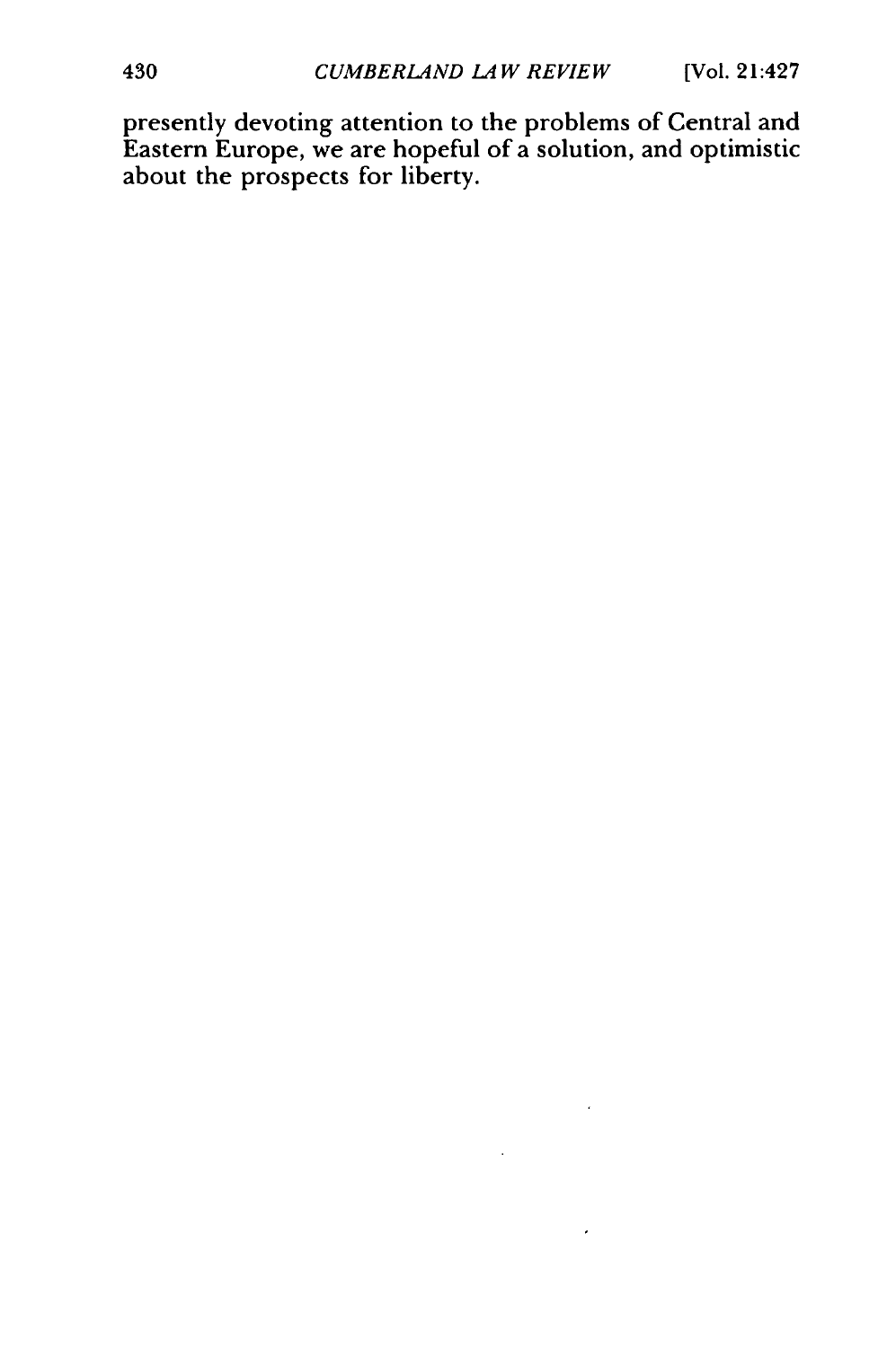presently devoting attention to the problems of Central and Eastern Europe, we are hopeful of a solution, and optimistic about the prospects for liberty.